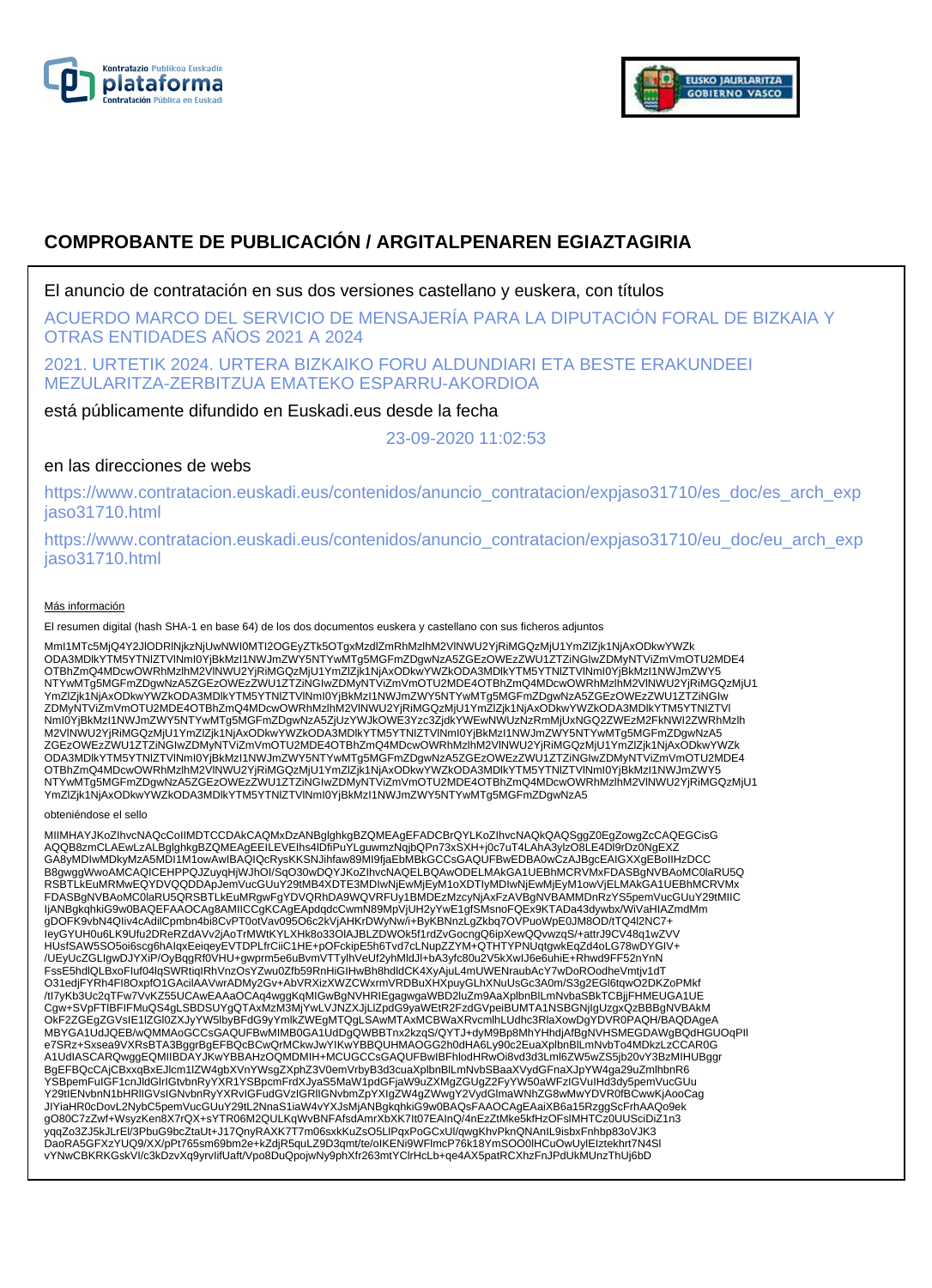# COMPROBANTE DE PUBLICACIÓN / ARGITALPENAREN EGIAZTAGIRIA

El anuncio de contratación en sus dos versiones castellano y euskera, con títulos

ACUERDO MARCO DEL SERVICIO DE MENSAJERÍA PARA LA DIPUTACIÓN FORAL DE BIZKAIA Y OTRAS ENTIDADES AÑOS 2021 A 2024

2021. URTETIK 2024. URTERA BIZKAIKO FORU ALDUNDIARI ETA BESTE ERAKUNDEEI MEZULARITZA-ZERBITZUA EMATEKO ESPARRU-AKORDIOA

está públicamente difundido en Euskadi.eus desde la fecha

23-09-2020 11:02:53

en las direcciones de webs

https://www.contratacion.euskadi.eus/contenidos/anuncio_contratacion/expjaso31710/es_doc/es_arch_expjaso31710.html

https://www.contratacion.euskadi.eus/contenidos/anuncio_contratacion/expjaso31710/eu_doc/eu_arch_expjaso31710.html

Más información

El resumen digital (hash SHA-1 en base 64) de los dos documentos euskera y castellano con sus ficheros adjuntos

MmI1MTc5MjQ4Y2JlODRlNjkzNjUwNWI0MTI2OGEyZTk5OTgxMzdlZmRhMzlhM2VlNWU2YjRiMGQzMjU1YmZlZjk1NjAxODkwYWZk
ODA3MDlkYTM5YTNlZTVlNmI0YjBkMzI1NWJmZWY5NTYwMTg5MGFmZDgwNzA5ZGEzOWEzZWU1ZTZiNGIwZDMyNTViZmVmOTU2MDE4
OTBhZmQ4MDcwOWRhMzlhM2VlNWU2YjRiMGQzMjU1YmZlZjk1NjAxODkwYWZkODA3MDlkYTM5YTNlZTVlNmI0YjBkMzI1NWJmZWY5
NTYwMTg5MGFmZDgwNzA5ZGEzOWEzZWU1ZTZiNGIwZDMyNTViZmVmOTU2MDE4OTBhZmQ4MDcwOWRhMzlhM2VlNWU2YjRiMGQzMjU1
YmZlZjk1NjAxODkwYWZkODA3MDlkYTM5YTNlZTVlNmI0YjBkMzI1NWJmZWY5NTYwMTg5MGFmZDgwNzA5ZGEzOWEzZWU1ZTZiNGIw
ZDMyNTViZmVmOTU2MDE4OTBhZmQ4MDcwOWRhMzlhM2VlNWU2YjRiMGQzMjU1YmZlZjk1NjAxODkwYWZkODA3MDlkYTM5YTNlZTVl
NmI0YjBkMzI1NWJmZWY5NTYwMTg5MGFmZDgwNzA5ZjUzYWJkOWE3Yzc3ZjdkYWEwNWUzNzRmMjUxNGQ2ZWEzM2FkNWI2ZWRhMzlh
M2VlNWU2YjRiMGQzMjU1YmZlZjk1NjAxODkwYWZkODA3MDlkYTM5YTNlZTVlNmI0YjBkMzI1NWJmZWY5NTYwMTg5MGFmZDgwNzA5
ZGEzOWEzZWU1ZTZiNGIwZDMyNTViZmVmOTU2MDE4OTBhZmQ4MDcwOWRhMzlhM2VlNWU2YjRiMGQzMjU1YmZlZjk1NjAxODkwYWZk
ODA3MDlkYTM5YTNlZTVlNmI0YjBkMzI1NWJmZWY5NTYwMTg5MGFmZDgwNzA5ZGEzOWEzZWU1ZTZiNGIwZDMyNTViZmVmOTU2MDE4
OTBhZmQ4MDcwOWRhMzlhM2VlNWU2YjRiMGQzMjU1YmZlZjk1NjAxODkwYWZkODA3MDlkYTM5YTNlZTVlNmI0YjBkMzI1NWJmZWY5
NTYwMTg5MGFmZDgwNzA5ZGEzOWEzZWU1ZTZiNGIwZDMyNTViZmVmOTU2MDE4OTBhZmQ4MDcwOWRhMzlhM2VlNWU2YjRiMGQzMjU1
YmZlZjk1NjAxODkwYWZkODA3MDlkYTM5YTNlZTVlNmI0YjBkMzI1NWJmZWY5NTYwMTg5MGFmZDgwNzA5

obteniéndose el sello

MIIMHAYJKoZIhvcNAQcCoIIMDTCCDAkCAQMxDzANBglghkgBZQMEAgEFADCBrQYLKoZIhvcNAQkQAQSggZ0EgZowgZcCAQEGCisG
AQQB8zmCLAEwLzALBglghkgBZQMEAgEEILEVEIhs4lDfiPuYLguwmzNqjbQPn73xSXH+j0c7uT4LAhA3ylzO8LE4Dl9rDz0NgEXZ
GA8yMDIwMDkyMzA5MDI1M1owAwIBAQIQcRysKKSNJihfaw89Ml9fjaEbMBkGCCsGAQUFBwEDBA0wCzAJBgcEAIGXXgEBoIIHzDCC
B8gwggWwoAMCAQICEHPPQJZuyqHjWJhOl/SqO30wDQYJKoZIhvcNAQELBQAwODELMAkGA1UEBhMCRVMxFDASBgNVBAoMC0laRU5Q
RSBTLkEuMRMwEQYDVQQDDApJemVucGUuY29tMB4XDTE3MDIwNjEwMjEyM1oXDTIyMDIwNjEwMjEyM1owVjELMAkGA1UEBhMCRVMx
FDASBgNVBAoMC0laRU5QRSBTLkEuMRgwFgYDVQRhDA9WQVRFUy1BMDEzMzcyNjAxFzAVBgNVBAMMDnRzYS5pemVucGUuY29tMIIC
IjANBgkqhkiG9w0BAQEFAAOCAg8AMIICCgKCAgEApdqdcCwmN89MpVjUH2yYwE1gfSMsnoFQEx9KTADa43dywbx/WiVaHIAZmdMm
gDOFK9vbN4Qliv4cAdilCpmbn4bi8CvPT0otVav095O6c2kVjAHKrDWyNw/i+ByKBNnzLgZkbq7OVPuoWpE0JM8OD/tTQ4l2NC7+
leyGYUH0u6LK9Ufu2DReRZdAVv2jAoTrMWtKYLXHk8o33OlAJBLZDWOk5f1rdZvGocngQ6ipXewQQvwzqS/+attrJ9CV48q1wZVV
HUsfSAW5SO5oi6scg6hAlqxEeiqeyEVTDPLfrCiiC1HE+pOFckipE5h6Tvd7cLNupZZYM+QTHTYPNUqtgwkEqZd4oLG78wDYGIV+
/UEyUcZGLlgwDJYXiP/OyBqgRf0VHU+gwprm5e6uBvmVTTylhVeUf2yhMldJl+bA3yfc80u2V5kXwlJ6e6uhiE+Rhwd9FF52nYnN
FssE5hdlQLBxoFluf04lqSWRtiqlRhVnzOsYZwu0Zfb59RnHiGIHwBh8hdldCK4XyAjuL4mUWENraubAcY7wDoROodheVmtjv1dT
O31edjFYRh4Fl8OxpfO1GAcilAAVwrADMy2Gv+AbVRXizXWZCWxrmVRDBuXHXpuyGLhXNuUsGc3A0m/S3g2EGl6tqwO2DKZoPMkf
/tl7yKb3Uc2qTFw7VvKZ55UCAwEAAaOCAq4wggKqMIGwBgNVHRIEgagwgaWBD2luZm9AaXplbnBlLmNvbaSBkTCBjjFHMEUGA1UE
Cgw+SVpFTlBFIFMuQS4gLSBDSUYgQTAxMzM3MjYwLVJNZXJjLlZpdG9yaWEtR2FzdGVpeiBUMTA1NSBGNjlgUzgxQzBBBgNVBAkM
OkF2ZGEgZGVsIE1lZGl0ZXJyYW5lbyBFdG9yYmlkZWEgMTQgLSAwMTAxMCBWaXRvcmlhLUdhc3RlaXowDgYDVR0PAQH/BAQDAgeA
MBYGA1UdJQEB/wQMMAoGCCsGAQUFBwMIMB0GA1UdDgQWBBTnx2kzqS/QYTJ+dyM9Bp8MhYHhdjAfBgNVHSMEGDAWgBQdHGUOqPIl
e7SRz+Sxsea9VXRsBTA3BggrBgEFBQcBCwQrMCkwJwYIKwYBBQUHMAOGG2h0dHA6Ly90c2EuaXplbnBlLmNvbTo4MDkzLzCCAR0G
A1UdIASCARQwggEQMIIBDAYJKwYBBAHzOQMDMIH+MCUGCCsGAQUFBwIBFhlodHRwOi8vd3d3Lml6ZW5wZS5jb20vY3BzMIHUBggr
BgEFBQcCAjCBxxqBxEJlcm1lZW4gbXVnYWsgZXphZ3V0emVrbyB3d3cuaXplbnBlLmNvbSBaaXVydGFnaXJpYW4ga29uZmlhbnR6
YSBpemFuIGF1cnJldGlrIGtvbnRyYXR1YSBpcmFrdXJyaS5MaW1pdGFjaW9uZXMgZGUgZ2FyYW50aWFzIGVuIHd3dy5pemVucGUu
Y29tIENvbnN1bHRlIGVsIGNvbnRyYXRvIGFudGVzIGRlIGNvbmZpYXIgZW4gZWwgY2VydGlmaWNhZG8wMwYDVR0fBCwwKjAooCag
JIYiaHR0cDovL2NybC5pemVucGUuY29tL2NnaS1iaW4vYXJsMjANBgkqhkiG9w0BAQsFAAOCAgEAaiXB6a15RzggScFrhAAQo9ek
gO80C7zZwf+WsyzKen8X7rQX+sYTR06M2QULKqWvBNFAfsdAmrXbXK7lt07EAInQ/4nEzZtMke5kfHzOFslMHTCz0UUSciDiZ1n3
yqqZo3ZJ5kJLrEl/3PbuG9bcZtaUt+J17QnyRAXK7T7m06sxkKuZsO5LlPqxPoGCxUl/qwgKhvPknQNAnIL9isbxFnhbp83oVJK3
DaoRA5GFXzYUQ9/XX/pPt765sm69bm2e+kZdjR5quLZ9D3qmt/te/oIKENi9WFlmcP76k18YmSOO0lHCuOwUylElztekhrt7N4Sl
vYNwCBKRKGskVl/c3kDzvXq9yrvlifUaft/Vpo8DuQpojwNy9phXfr263mtYClrHcLb+qe4AX5patRCXhzFnJPdUkMUnzThUj6bD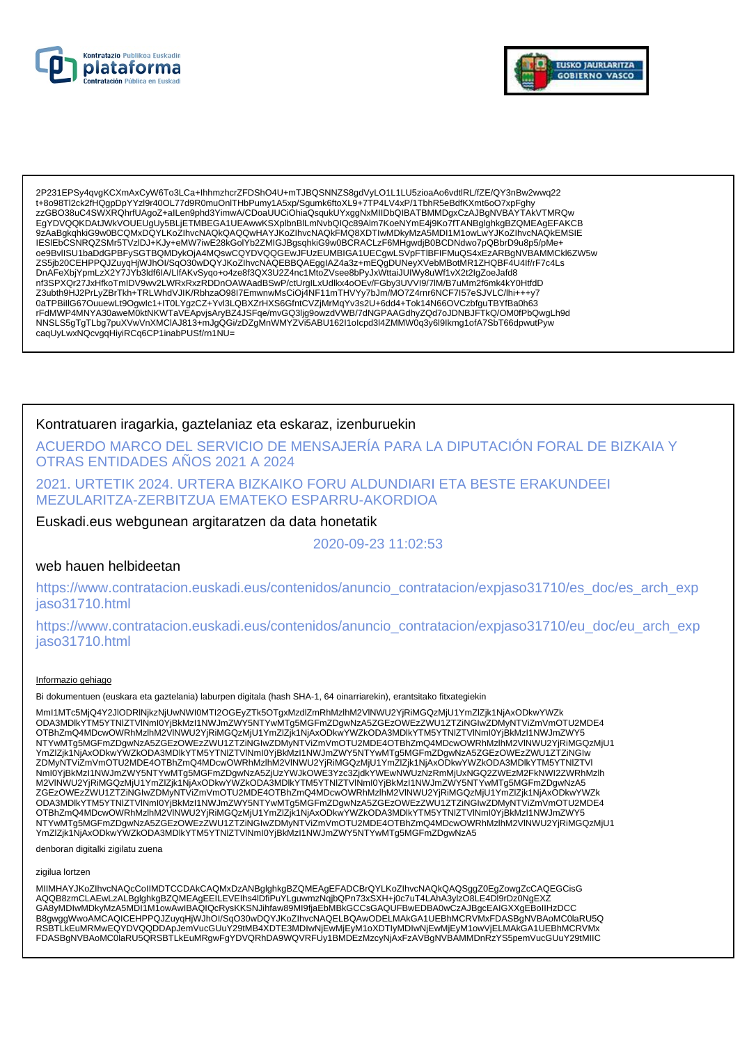2P231EPSy4qvgKCXmAxCyW6To3LCa+IhhmzhcrZFDShO4U+mTJBQSNNZS8gdVyLO1L1LU5zioaAo6vdtlRL/fZE/QY3nBw2wwq22
t+8o98Tl2ck2fHQgpDpYYzl9r40OL77d9R0muOnlTHbPumy1A5xp/Sgumk6ftoXL9+7TP4LV4xP/1TbhR5eBdfKXmt6oO7xpFghy
zzGBO38uC4SWXRQhrfUAgoZ+aILen9phd3YimwA/CDoaUUCiOhiaQsqukUYxggNxMIIDbQIBATBMMDgxCzAJBgNVBAYTAkVTMRQw
EgYDVQQKDAtJWkVOUEUgUy5BLjETMBEGA1UEAwwKSXplbnBlLmNvbQIQc89Alm7KoeNYmE4j9Ko7fTANBglghkgBZQMEAgEFAKCB
9zAaBgkqhkiG9w0BCQMxDQYLKoZIhvcNAQkQAQQwHAYJKoZIhvcNAQkFMQ8XDTIwMDkyMzA5MDI1M1owLwYJKoZIhvcNAQkEMSIE
IESlEbCSNRQZSMr5TVzlDJ+KJy+eMW7iwE28kGolYb2ZMIGJBgsqhkiG9w0BCRACLzF6MHgwdjB0BCDNdwo7pQBbrD9u8p5/pMe+
oe9BvlISU1baDdGPBFySGTBQMDykOjA4MQswCQYDVQQGEwJFUzEUMBIGA1UECgwLSVpFTlBFIFMuQS4xEzARBgNVBAMMCkl6ZW5w
ZS5jb20CEHPPQJZuyqHjWJhOI/SqO30wDQYJKoZIhvcNAQEBBQAEggIAZ4a3z+mEQgDUNeyXVebMBotMR1ZHQBF4U4lf/rF7c4Ls
DnAFeXbjYpmLzX2Y7JYb3ldf6IA/LIfAKvSyqo+o4ze8f3QX3U2Z4nc1MtoZVsee8bPyJxWttaiJUIWy8uWf1vX2t2lgZoeJafd8
nf3SPXQr27JxHfkoTmIDV9wv2LWRxRxzRDDnOAWAadBSwP/ctUrgILxUdlkx4oOEv/FGby3UVVI9/7lM/B7uMm2f6mk4kY0HtfdD
Z3ubth9HJ2PrLyZBrTkh+TRLWhdVJIK/RbhzaO98I7EmwnwMsCiOj4NF11mTHVYy7bJm/MO7Z4rnr6NCF7l57eSJVLC/lhi+++y7
0aTPBillG67OuuewLt9OgwIc1+IT0LYgzCZ+Yvl3LQBXZrHXS6GfntCVZjMrMqYv3s2U+6dd4+Tok14N66OVCzbfguTBYfBa0h63
rFdMWP4MNYA30aweM0ktNKWTaVEApvjsAryBZ4JSFqe/mvGQ3ljg9owzdVWB/7dNGPAAGdhyZQd7oJDNBJFTkQ/OM0fPbQwgLh9d
NNSLS5gTgTLbg7puXVwVnXMClAJ813+mJgQGi/zDZgMnWMYZVi5ABU162I1oIcpd3l4ZMMW0q3y6l9Ikmg1ofA7SbT66dpwutPyw
caqUyLwxNQcvgqHiyiRCq6CP1inabPUSf/rn1NU=

Kontratuaren iragarkia, gaztelaniaz eta eskaraz, izenburuekin

ACUERDO MARCO DEL SERVICIO DE MENSAJERÍA PARA LA DIPUTACIÓN FORAL DE BIZKAIA Y OTRAS ENTIDADES AÑOS 2021 A 2024

2021. URTETIK 2024. URTERA BIZKAIKO FORU ALDUNDIARI ETA BESTE ERAKUNDEEI MEZULARITZA-ZERBITZUA EMATEKO ESPARRU-AKORDIOA

Euskadi.eus webgunean argitaratzen da data honetatik

2020-09-23 11:02:53

web hauen helbideetan

https://www.contratacion.euskadi.eus/contenidos/anuncio_contratacion/expjaso31710/es_doc/es_arch_expjaso31710.html

https://www.contratacion.euskadi.eus/contenidos/anuncio_contratacion/expjaso31710/eu_doc/eu_arch_expjaso31710.html

Informazio gehiago

Bi dokumentuen (euskara eta gaztelania) laburpen digitala (hash SHA-1, 64 oinarriarekin), erantsitako fitxategiekin

MmI1MTc5MjQ4Y2JlODRlNjkzNjUwNWI0MTI2OGEyZTk5OTgxMzdlZmRhMzlhM2VlNWU2YjRiMGQzMjU1YmZlZjk1NjAxODkwYWZk
ODA3MDlkYTM5YTNlZTVlNmI0YjBkMzI1NWJmZWY5NTYwMTg5MGFmZDgwNzA5ZGEzOWEzZWU1ZTZiNGIwZDMyNTViZmVmOTU2MDE4
OTBhZmQ4MDcwOWRhMzlhM2VlNWU2YjRiMGQzMjU1YmZlZjk1NjAxODkwYWZkODA3MDlkYTM5YTNlZTVlNmI0YjBkMzI1NWJmZWY5
NTYwMTg5MGFmZDgwNzA5ZGEzOWEzZWU1ZTZiNGIwZDMyNTViZmVmOTU2MDE4OTBhZmQ4MDcwOWRhMzlhM2VlNWU2YjRiMGQzMjU1
YmZlZjk1NjAxODkwYWZkODA3MDlkYTM5YTNlZTVlNmI0YjBkMzI1NWJmZWY5NTYwMTg5MGFmZDgwNzA5ZGEzOWEzZWU1ZTZiNGIw
ZDMyNTViZmVmOTU2MDE4OTBhZmQ4MDcwOWRhMzlhM2VlNWU2YjRiMGQzMjU1YmZlZjk1NjAxODkwYWZkODA3MDlkYTM5YTNlZTVl
NmI0YjBkMzI1NWJmZWY5NTYwMTg5MGFmZDgwNzA5ZjUzYWJkOWE3Yzc3ZjdkYWEwNWUzNzRmMjUxNGQ2ZWEzM2FkNWI2ZWRhMzlh
M2VlNWU2YjRiMGQzMjU1YmZlZjk1NjAxODkwYWZkODA3MDlkYTM5YTNlZTVlNmI0YjBkMzI1NWJmZWY5NTYwMTg5MGFmZDgwNzA5
ZGEzOWEzZWU1ZTZiNGIwZDMyNTViZmVmOTU2MDE4OTBhZmQ4MDcwOWRhMzlhM2VlNWU2YjRiMGQzMjU1YmZlZjk1NjAxODkwYWZk
ODA3MDlkYTM5YTNlZTVlNmI0YjBkMzI1NWJmZWY5NTYwMTg5MGFmZDgwNzA5ZGEzOWEzZWU1ZTZiNGIwZDMyNTViZmVmOTU2MDE4
OTBhZmQ4MDcwOWRhMzlhM2VlNWU2YjRiMGQzMjU1YmZlZjk1NjAxODkwYWZkODA3MDlkYTM5YTNlZTVlNmI0YjBkMzI1NWJmZWY5
NTYwMTg5MGFmZDgwNzA5ZGEzOWEzZWU1ZTZiNGIwZDMyNTViZmVmOTU2MDE4OTBhZmQ4MDcwOWRhMzlhM2VlNWU2YjRiMGQzMjU1
YmZlZjk1NjAxODkwYWZkODA3MDlkYTM5YTNlZTVlNmI0YjBkMzI1NWJmZWY5NTYwMTg5MGFmZDgwNzA5

denboran digitalki zigilatu zuena

zigilua lortzen

MIIMHAYJKoZIhvcNAQcCoIIMDTCCDAkCAQMxDzANBglghkgBZQMEAgEFADCBrQYLKoZIhvcNAQkQAQSggZ0EgZowgZcCAQEGCisG
AQQB8zmCLAEwLzALBglghkgBZQMEAgEEILEVEIhs4lDfiPuYLguwmzNqjbQPn73xSXH+j0c7uT4LAhA3ylzO8LE4Dl9rDz0NgEXZ
GA8yMDIwMDkyMzA5MDI1M1owAwIBAQIQcRysKKSNJihfaw89Ml9fjaEbMBkGCCsGAQUFBwEDBA0wCzAJBgcEAIGXXgEBoIIHzDCC
B8gwggWwoAMCAQICEHPPQJZuyqHjWJhOI/SqO30wDQYJKoZIhvcNAQELBQAwODELMAkGA1UEBhMCRVMxFDASBgNVBAoMC0laRU5Q
RSBTLkEuMRMwEQYDVQQDDApJemVucGUuY29tMB4XDTE3MDIwNjEwMjEyM1oXDTIyMDIwNjEwMjEyM1owVjELMAkGA1UEBhMCRVMx
FDASBgNVBAoMC0laRU5QRSBTLkEuMRgwFgYDVQRhDA9WQVRFUy1BMDEzMzcyNjAxFzAVBgNVBAMMDnRzYS5pemVucGUuY29tMIIC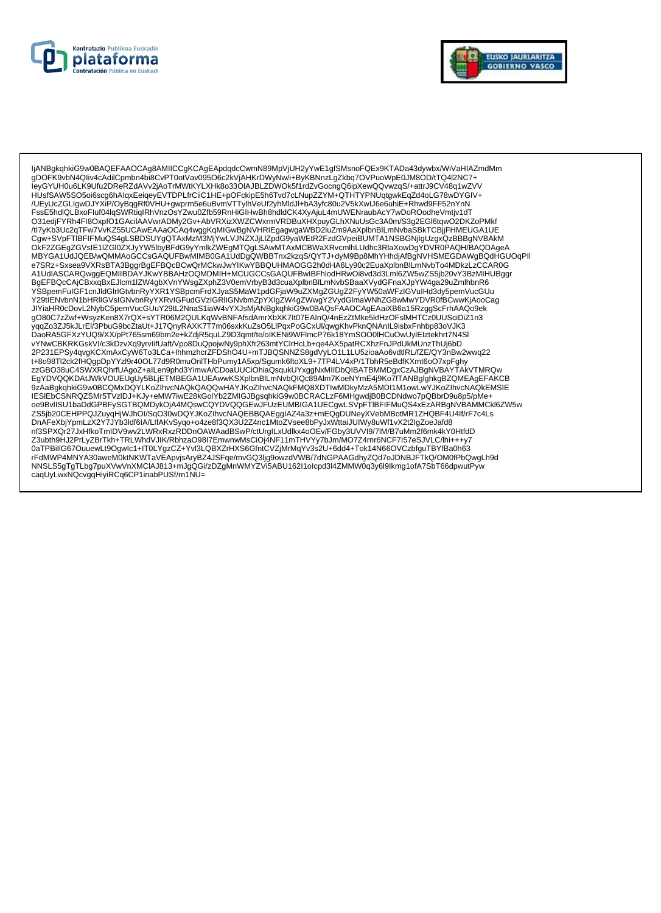IjANBgkqhkiG9w0BAQEFAAOCAg8AMIICCgKCAgEApdqdcCwmN89MpVjUH2yYwE1gfSMsnoFQEx9KTADa43dywbx/WiVaHIAZmdMm
gDOFK9vbN4QIiv4cAdilCpmbn4bi8CvPT0otVav095O6c2kVjAHKrDWyNw/i+ByKBNnzLgZkbq7OVPuoWpE0JM8OD/tTQ4l2NC7+
IeyGYUH0u6LK9Ufu2DReRZdAVv2jAoTrMWtKYLXHk8o33OlAJBLZDWOk5f1rdZvGocngQ6ipXewQQvwzqS/+attrJ9CV48q1wZVV
HUsfSAW5SO5oi6scg6hAIqxEeiqeyEVTDPLfrCiiC1HE+pOFckipE5h6Tvd7cLNupZZYM+QTHTYPNUqtgwkEqZd4oLG78wDYGlV+
/UEyUcZGLlgwDJYXiP/OyBqgRf0VHU+gwprm5e6uBvmVTTylhVeUf2yhMldJl+bA3yfc80u2V5kXwIJ6e6uhiE+Rhwd9FF52nYnN
FssE5hdlQLBxoFluf04lqSWRtiqIRhVnzOsYZwu0Zfb59RnHiGIHwBh8hdldCK4XyAjuL4mUWENraubAcY7wDoROodheVmtjv1dT
O31edjFYRh4FI8OxpfO1GAciIAAVwrADMy2Gv+AbVRXizXWZCWxrmVRDBuXHXpuyGLhXNuUsGc3A0m/S3g2EGl6tqwO2DKZoPMkf
/tI7yKb3Uc2qTFw7VvKZ55UCAwEAAaOCAq4wggKqMIGwBgNVHRIEgagwgaWBD2luZm9AaXplbnBlLmNvbaSBkTCBjjFHMEUGA1UE
Cgw+SVpFTlBFIFMuQS4gLSBDSUYgQTAxMzM3MjYwLVJNZXJjLlZpdG9yaWEtR2FzdGVpeiBUMTA1NSBGNjIgUzgxQzBBBgNVBAkM
OkF2ZGEgZGVsIE1lZGl0ZXJyYW5lbyBFdG9yYmlkZWEgMTQgLSAwMTAxMCBWaXRvcmlhLUdhc3RlaXowDgYDVR0PAQH/BAQDAgeA
MBYGA1UdJQEB/wQMMAoGCCsGAQUFBwMIMB0GA1UdDgQWBBTnx2kzqS/QYTJ+dyM9Bp8MhYHhdjAfBgNVHSMEGDAWgBQdHGUOqPlI
e7SRz+Sxsea9VXRsBTA3BggrBgEFBQcBCwQrMCkwJwYIKwYBBQUHMAOGG2h0dHA6Ly90c2EuaXplbnBlLmNvbTo4MDkzLzCCAR0G
A1UdIASCARQwggEQMIIBDAYJKwYBBAHzOQMDMIH+MCUGCCsGAQUFBwIBFhlodHRwOi8vd3d3Lml6ZW5wZS5jb20vY3BzMIHUBggr
BgEFBQcCAjCBxxqBxEJlcm1lZW4gbXVnYWsgZXphZ3V0emVrbyB3d3cuaXplbnBlLmNvbSBaaXVydGFnaXJpYW4ga29uZmlhbnR6
YSBpemFuIGF1cnJldGlrIGtvbnRyYXR1YSBpcmFrdXJyaS5MaW1pdGFjaW9uZXMgZGUgZ2FyYW50aWFzIGVuIHd3dy5pemVucGUu
Y29tIENvbnN1bHRlIGVsIGNvbnRyYXRvIGFudGVzIGRlIGNvbmZpYXIgZW4gZWwgY2VydGlmaWNhZG8wMwYDVR0fBCwwKjAooCag
JIYiaHR0cDovL2NybC5pemVucGUuY29tL2NnaS1iaW4vYXJsMjANBgkqhkiG9w0BAQsFAAOCAgEAaiXB6a15RzggScFrhAAQo9ek
gO80C7zZwf+WsyzKen8X7rQX+sYTR06M2QULKqWvBNFAfsdAmrXbXK7It07EAInQ/4nEzZtMke5kfHzOFslMHTCz0UUSciDiZ1n3
yqqZo3ZJ5kJLrEl/3PbuG9bcZtaUt+J17QnyRAXK7T7m06sxkKuZsO5LlPqxPoGCxUl/qwgKhvPknQNAnIL9isbxFnhbp83oVJK3
DaoRA5GFXzYUQ9/XX/pPt765sm69bm2e+kZdjR5quLZ9D3qmt/te/oIKENi9WFlmcP76k18YmSOO0lHCuOwUylEIztekhrt7N4Sl
vYNwCBKRKGskVI/c3kDzvXq9yrvlifUaft/Vpo8DuQpojwNy9phXfr263mtYClrHcLb+qe4AX5patRCXhzFnJPdUkMUnzThUj6bD
2P231EPSy4qvgKCXmAxCyW6To3LCa+IhhmzhcrZFDShO4U+mTJBQSNNZS8gdVyLO1L1LU5zioaAo6vdtlRL/fZE/QY3nBw2wwq22
t+8o98Tl2ck2fHQgpDpYYzl9r40OL77d9R0muOnlTHbPumy1A5xp/Sgumk6ftoXL9+7TP4LV4xP/1TbhR5eBdfKXmt6oO7xpFghy
zzGBO38uC4SWXRQhrfUAgoZ+aILen9phd3YimwA/CDoaUUCiOhiaQsqukUYxggNxMIIDbQIBATBMMDgxCzAJBgNVBAYTAkVTMRQw
EgYDVQQKDAtJWkVOUEUgUy5BLjETMBEGA1UEAwwKSXplbnBlLmNvbQIQc89Alm7KoeNYmE4j9Ko7fTANBglghkgBZQMEAgEFAKCB
9zAaBgkqhkiG9w0BCQMxDQYLKoZIhvcNAQkQAQQwHAYJKoZIhvcNAQkFMQ8XDTIwMDkyMzA5MDI1M1owLwYJKoZIhvcNAQkEMSIE
IESlEbCSNRQZSMr5TVzlDJ+KJy+eMW7iwE28kGolYb2ZMIGJBgsqhkiG9w0BCRACLzF6MHgwdjB0BCDNdwo7pQBbrD9u8p5/pMe+
oe9BvlISU1baDdGPBFySGTBQMDykOjA4MQswCQYDVQQGEwJFUzEUMBIGA1UECgwLSVpFTlBFIFMuQS4xEzARBgNVBAMMCkl6ZW5w
ZS5jb20CEHPPQJZuyqHjWJhOI/SqO30wDQYJKoZIhvcNAQEBBQAEggIAZ4a3z+mEQgDUNeyXVebMBotMR1ZHQBF4U4If/rF7c4Ls
DnAFeXbjYpmLzX2Y7JYb3ldf6lA/LlfAKvSyqo+o4ze8f3QX3U2Z4nc1MtoZVsee8bPyJxWttaiJUIWy8uWf1vX2t2lgZoeJafd8
nf3SPXQr27JxHfkoTmIDV9wv2LWRxRxzRDDnOAWAadBSwP/ctUrgILxUdlkx4oOEv/FGby3UVVI9/7lM/B7uMm2f6mk4kY0HtfdD
Z3ubth9HJ2PrLyZBrTkh+TRLWhdVJIK/RbhzaO98I7EmwnwMsCiOj4NF11mTHVYy7bJm/MO7Z4rnr6NCF7I57eSJVLC/lhi+++y7
0aTPBilIG67OuuewLt9Ogwlc1+IT0LYgzCZ+Yvl3LQBXZrHXS6GfntCVZjMrMqYv3s2U+6dd4+Tok14N66OVCzbfguTBYfBa0h63
rFdMWP4MNYA30aweM0ktNKWTaVEApvjsAryBZ4JSFqe/mvGQ3ljg9owzdVWB/7dNGPAAGdhyZQd7oJDNBJFTkQ/OM0fPbQwgLh9d
NNSLS5gTgTLbg7puXVwVnXMClAJ813+mJgQGi/zDZgMnWMYZVi5ABU162I1oIcpd3l4ZMMW0q3y6l9Ikmg1ofA7SbT66dpwutPyw
caqUyLwxNQcvgqHiyiRCq6CP1inabPUSf/rn1NU=